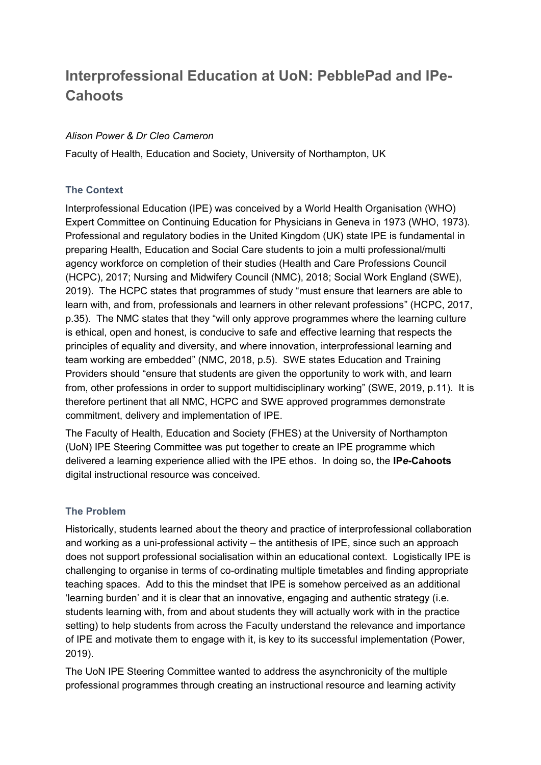# Interprofessional Education at UoN: PebblePad and IPe-Cahoots

*Alison Power & Dr Cleo Cameron*

Faculty of Health, Education and Society, University of Northampton, UK

## The Context

Interprofessional Education (IPE) was conceived by a World Health Organisation (WHO) Expert Committee on Continuing Education for Physicians in Geneva in 1973 (WHO, 1973). Professional and regulatory bodies in the United Kingdom (UK) state IPE is fundamental in preparing Health, Education and Social Care students to join a multi professional/multi agency workforce on completion of their studies (Health and Care Professions Council (HCPC), 2017; Nursing and Midwifery Council (NMC), 2018; Social Work England (SWE), 2019). The HCPC states that programmes of study "must ensure that learners are able to learn with, and from, professionals and learners in other relevant professions" (HCPC, 2017, p.35). The NMC states that they "will only approve programmes where the learning culture is ethical, open and honest, is conducive to safe and effective learning that respects the principles of equality and diversity, and where innovation, interprofessional learning and team working are embedded" (NMC, 2018, p.5). SWE states Education and Training Providers should "ensure that students are given the opportunity to work with, and learn from, other professions in order to support multidisciplinary working" (SWE, 2019, p.11). It is therefore pertinent that all NMC, HCPC and SWE approved programmes demonstrate commitment, delivery and implementation of IPE.

The Faculty of Health, Education and Society (FHES) at the University of Northampton (UoN) IPE Steering Committee was put together to create an IPE programme which delivered a learning experience allied with the IPE ethos. In doing so, the **IPe-Cahoots** digital instructional resource was conceived.

## The Problem

Historically, students learned about the theory and practice of interprofessional collaboration and working as a uni-professional activity – the antithesis of IPE, since such an approach does not support professional socialisation within an educational context. Logistically IPE is challenging to organise in terms of co-ordinating multiple timetables and finding appropriate teaching spaces. Add to this the mindset that IPE is somehow perceived as an additional 'learning burden' and it is clear that an innovative, engaging and authentic strategy (i.e. students learning with, from and about students they will actually work with in the practice setting) to help students from across the Faculty understand the relevance and importance of IPE and motivate them to engage with it, is key to its successful implementation (Power, 2019).

The UoN IPE Steering Committee wanted to address the asynchronicity of the multiple professional programmes through creating an instructional resource and learning activity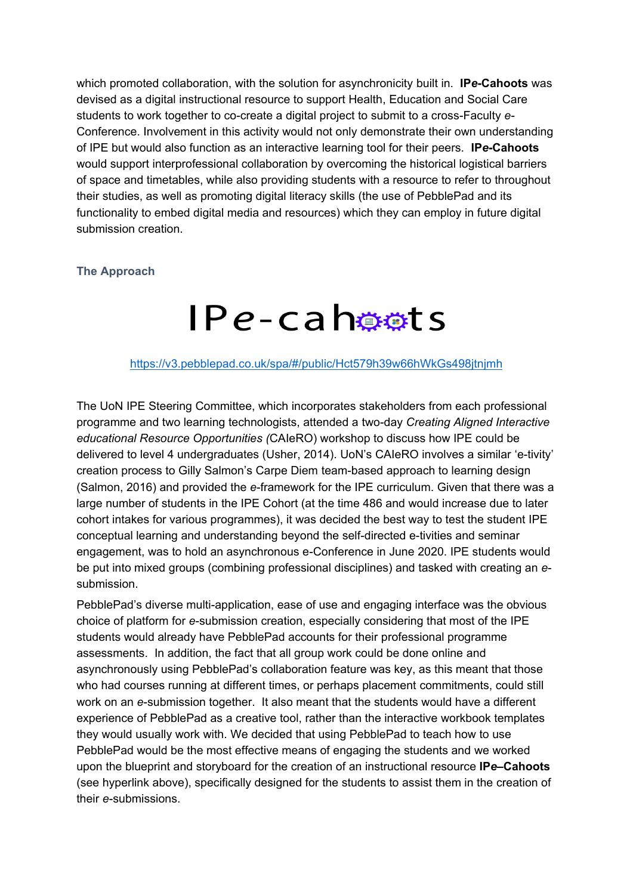which promoted collaboration, with the solution for asynchronicity built in. **IP*e*-Cahoots** was devised as a digital instructional resource to support Health, Education and Social Care students to work together to co-create a digital project to submit to a cross-Faculty *e*-Conference. Involvement in this activity would not only demonstrate their own understanding of IPE but would also function as an interactive learning tool for their peers. **IP*e*-Cahoots** would support interprofessional collaboration by overcoming the historical logistical barriers of space and timetables, while also providing students with a resource to refer to throughout their studies, as well as promoting digital literacy skills (the use of PebblePad and its functionality to embed digital media and resources) which they can employ in future digital submission creation.

## The Approach

# IP*e*-cahoots

https://v3.pebblepad.co.uk/spa/#/public/Hct579h39w66hWkGs498jtnjmh

The UoN IPE Steering Committee, which incorporates stakeholders from each professional programme and two learning technologists, attended a two-day *Creating Aligned Interactive educational Resource Opportunities (*CAIeRO) workshop to discuss how IPE could be delivered to level 4 undergraduates (Usher, 2014). UoN's CAIeRO involves a similar 'e-tivity' creation process to Gilly Salmon's Carpe Diem team-based approach to learning design (Salmon, 2016) and provided the *e*-framework for the IPE curriculum. Given that there was a large number of students in the IPE Cohort (at the time 486 and would increase due to later cohort intakes for various programmes), it was decided the best way to test the student IPE conceptual learning and understanding beyond the self-directed e-tivities and seminar engagement, was to hold an asynchronous e-Conference in June 2020. IPE students would be put into mixed groups (combining professional disciplines) and tasked with creating an *e*-submission.

PebblePad's diverse multi-application, ease of use and engaging interface was the obvious choice of platform for *e*-submission creation, especially considering that most of the IPE students would already have PebblePad accounts for their professional programme assessments. In addition, the fact that all group work could be done online and asynchronously using PebblePad's collaboration feature was key, as this meant that those who had courses running at different times, or perhaps placement commitments, could still work on an *e*-submission together. It also meant that the students would have a different experience of PebblePad as a creative tool, rather than the interactive workbook templates they would usually work with. We decided that using PebblePad to teach how to use PebblePad would be the most effective means of engaging the students and we worked upon the blueprint and storyboard for the creation of an instructional resource **IP*e*–Cahoots** (see hyperlink above), specifically designed for the students to assist them in the creation of their *e*-submissions.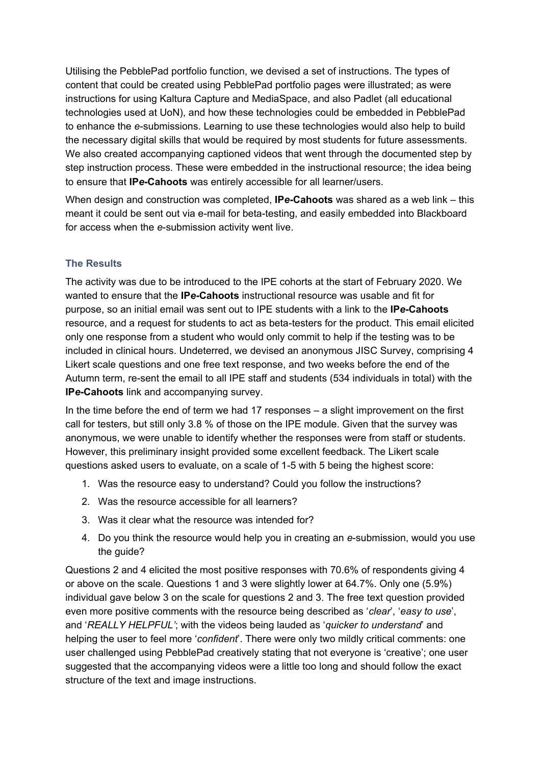Utilising the PebblePad portfolio function, we devised a set of instructions. The types of content that could be created using PebblePad portfolio pages were illustrated; as were instructions for using Kaltura Capture and MediaSpace, and also Padlet (all educational technologies used at UoN), and how these technologies could be embedded in PebblePad to enhance the *e*-submissions. Learning to use these technologies would also help to build the necessary digital skills that would be required by most students for future assessments. We also created accompanying captioned videos that went through the documented step by step instruction process. These were embedded in the instructional resource; the idea being to ensure that **IP*e*-Cahoots** was entirely accessible for all learner/users.

When design and construction was completed, **IP*e*-Cahoots** was shared as a web link – this meant it could be sent out via e-mail for beta-testing, and easily embedded into Blackboard for access when the *e*-submission activity went live.

### The Results

The activity was due to be introduced to the IPE cohorts at the start of February 2020. We wanted to ensure that the **IP*e*-Cahoots** instructional resource was usable and fit for purpose, so an initial email was sent out to IPE students with a link to the **IP*e*-Cahoots** resource, and a request for students to act as beta-testers for the product. This email elicited only one response from a student who would only commit to help if the testing was to be included in clinical hours. Undeterred, we devised an anonymous JISC Survey, comprising 4 Likert scale questions and one free text response, and two weeks before the end of the Autumn term, re-sent the email to all IPE staff and students (534 individuals in total) with the **IP*e*-Cahoots** link and accompanying survey.

In the time before the end of term we had 17 responses – a slight improvement on the first call for testers, but still only 3.8 % of those on the IPE module. Given that the survey was anonymous, we were unable to identify whether the responses were from staff or students. However, this preliminary insight provided some excellent feedback. The Likert scale questions asked users to evaluate, on a scale of 1-5 with 5 being the highest score:

1. Was the resource easy to understand? Could you follow the instructions?
2. Was the resource accessible for all learners?
3. Was it clear what the resource was intended for?
4. Do you think the resource would help you in creating an *e*-submission, would you use the guide?

Questions 2 and 4 elicited the most positive responses with 70.6% of respondents giving 4 or above on the scale. Questions 1 and 3 were slightly lower at 64.7%. Only one (5.9%) individual gave below 3 on the scale for questions 2 and 3. The free text question provided even more positive comments with the resource being described as '*clear*', '*easy to use*', and '*REALLY HELPFUL'*; with the videos being lauded as '*quicker to understand*' and helping the user to feel more '*confident*'. There were only two mildly critical comments: one user challenged using PebblePad creatively stating that not everyone is 'creative'; one user suggested that the accompanying videos were a little too long and should follow the exact structure of the text and image instructions.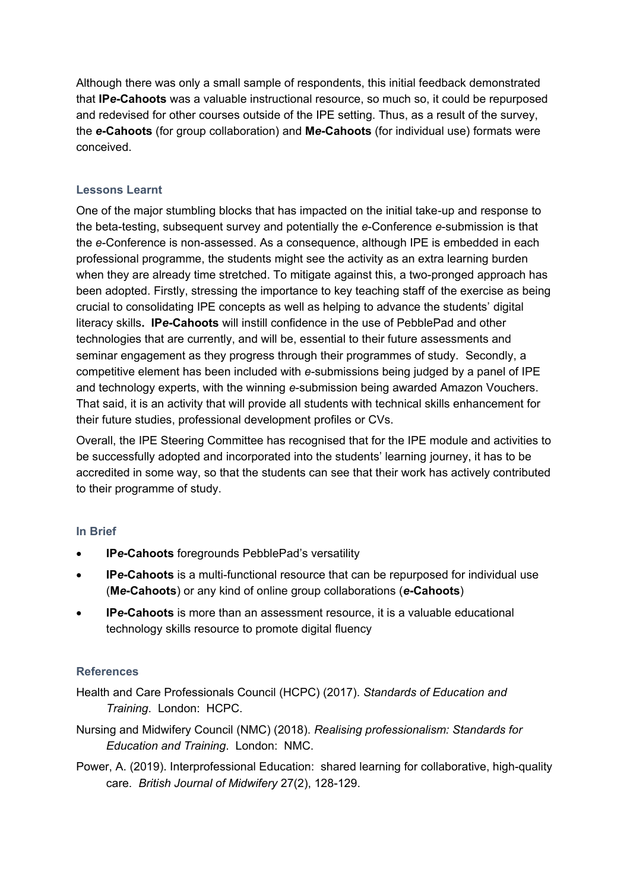Although there was only a small sample of respondents, this initial feedback demonstrated that **IP*e*-Cahoots** was a valuable instructional resource, so much so, it could be repurposed and redevised for other courses outside of the IPE setting. Thus, as a result of the survey, the ***e*-Cahoots** (for group collaboration) and **M*e*-Cahoots** (for individual use) formats were conceived.

### Lessons Learnt

One of the major stumbling blocks that has impacted on the initial take-up and response to the beta-testing, subsequent survey and potentially the *e*-Conference *e*-submission is that the *e*-Conference is non-assessed. As a consequence, although IPE is embedded in each professional programme, the students might see the activity as an extra learning burden when they are already time stretched. To mitigate against this, a two-pronged approach has been adopted. Firstly, stressing the importance to key teaching staff of the exercise as being crucial to consolidating IPE concepts as well as helping to advance the students' digital literacy skills**. IP*e*-Cahoots** will instill confidence in the use of PebblePad and other technologies that are currently, and will be, essential to their future assessments and seminar engagement as they progress through their programmes of study. Secondly, a competitive element has been included with *e*-submissions being judged by a panel of IPE and technology experts, with the winning *e*-submission being awarded Amazon Vouchers. That said, it is an activity that will provide all students with technical skills enhancement for their future studies, professional development profiles or CVs.

Overall, the IPE Steering Committee has recognised that for the IPE module and activities to be successfully adopted and incorporated into the students' learning journey, it has to be accredited in some way, so that the students can see that their work has actively contributed to their programme of study.

### In Brief

- **IP*e*-Cahoots** foregrounds PebblePad's versatility
- **IP*e*-Cahoots** is a multi-functional resource that can be repurposed for individual use (**M*e*-Cahoots**) or any kind of online group collaborations (***e*-Cahoots**)
- **IP*e*-Cahoots** is more than an assessment resource, it is a valuable educational technology skills resource to promote digital fluency

### References

Health and Care Professionals Council (HCPC) (2017). *Standards of Education and Training*. London: HCPC.

Nursing and Midwifery Council (NMC) (2018). *Realising professionalism: Standards for Education and Training*. London: NMC.

Power, A. (2019). Interprofessional Education: shared learning for collaborative, high-quality care. *British Journal of Midwifery* 27(2), 128-129.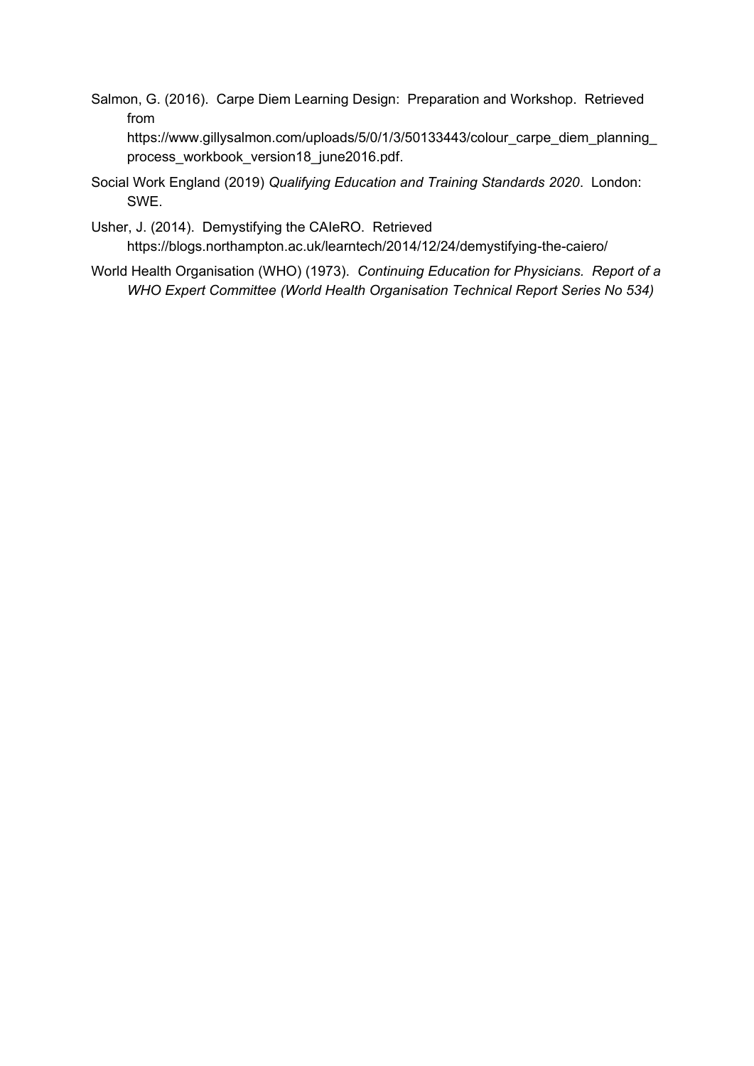Salmon, G. (2016). Carpe Diem Learning Design: Preparation and Workshop. Retrieved from https://www.gillysalmon.com/uploads/5/0/1/3/50133443/colour_carpe_diem_planning_process_workbook_version18_june2016.pdf.

Social Work England (2019) *Qualifying Education and Training Standards 2020*. London: SWE.

Usher, J. (2014). Demystifying the CAIeRO. Retrieved https://blogs.northampton.ac.uk/learntech/2014/12/24/demystifying-the-caiero/

World Health Organisation (WHO) (1973). *Continuing Education for Physicians. Report of a WHO Expert Committee (World Health Organisation Technical Report Series No 534)*